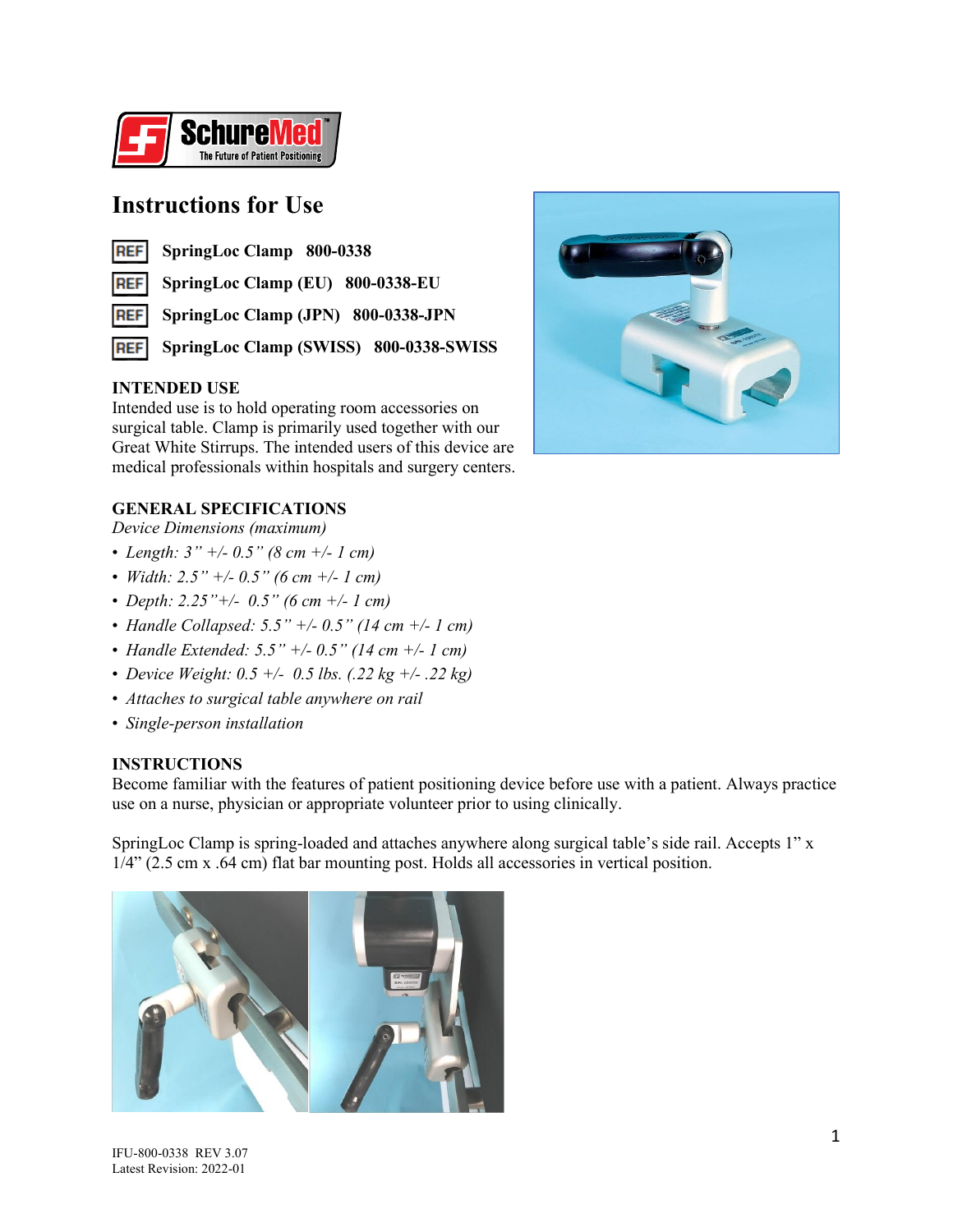# Instructions for Use

REF **SpringLoc Clamp 800-0338**

REF **SpringLoc Clamp (EU) 800-0338-EU**

REF **SpringLoc Clamp (JPN) 800-0338-JPN**

REF **SpringLoc Clamp (SWISS) 800-0338-SWISS**

## INTENDED USE

Intended use is to hold operating room accessories on surgical table. Clamp is primarily used together with our Great White Stirrups. The intended users of this device are medical professionals within hospitals and surgery centers.

## GENERAL SPECIFICATIONS

*Device Dimensions (maximum)*

- *Length: 3" +/- 0.5" (8 cm +/- 1 cm)*
- *Width: 2.5" +/- 0.5" (6 cm +/- 1 cm)*
- *Depth: 2.25"+/- 0.5" (6 cm +/- 1 cm)*
- *Handle Collapsed: 5.5" +/- 0.5" (14 cm +/- 1 cm)*
- *Handle Extended: 5.5" +/- 0.5" (14 cm +/- 1 cm)*
- *Device Weight: 0.5 +/- 0.5 lbs. (.22 kg +/- .22 kg)*
- *Attaches to surgical table anywhere on rail*
- *Single-person installation*

## INSTRUCTIONS

Become familiar with the features of patient positioning device before use with a patient. Always practice use on a nurse, physician or appropriate volunteer prior to using clinically.

SpringLoc Clamp is spring-loaded and attaches anywhere along surgical table's side rail. Accepts 1" x 1/4" (2.5 cm x .64 cm) flat bar mounting post. Holds all accessories in vertical position.

IFU-800-0338 REV 3.07
Latest Revision: 2022-01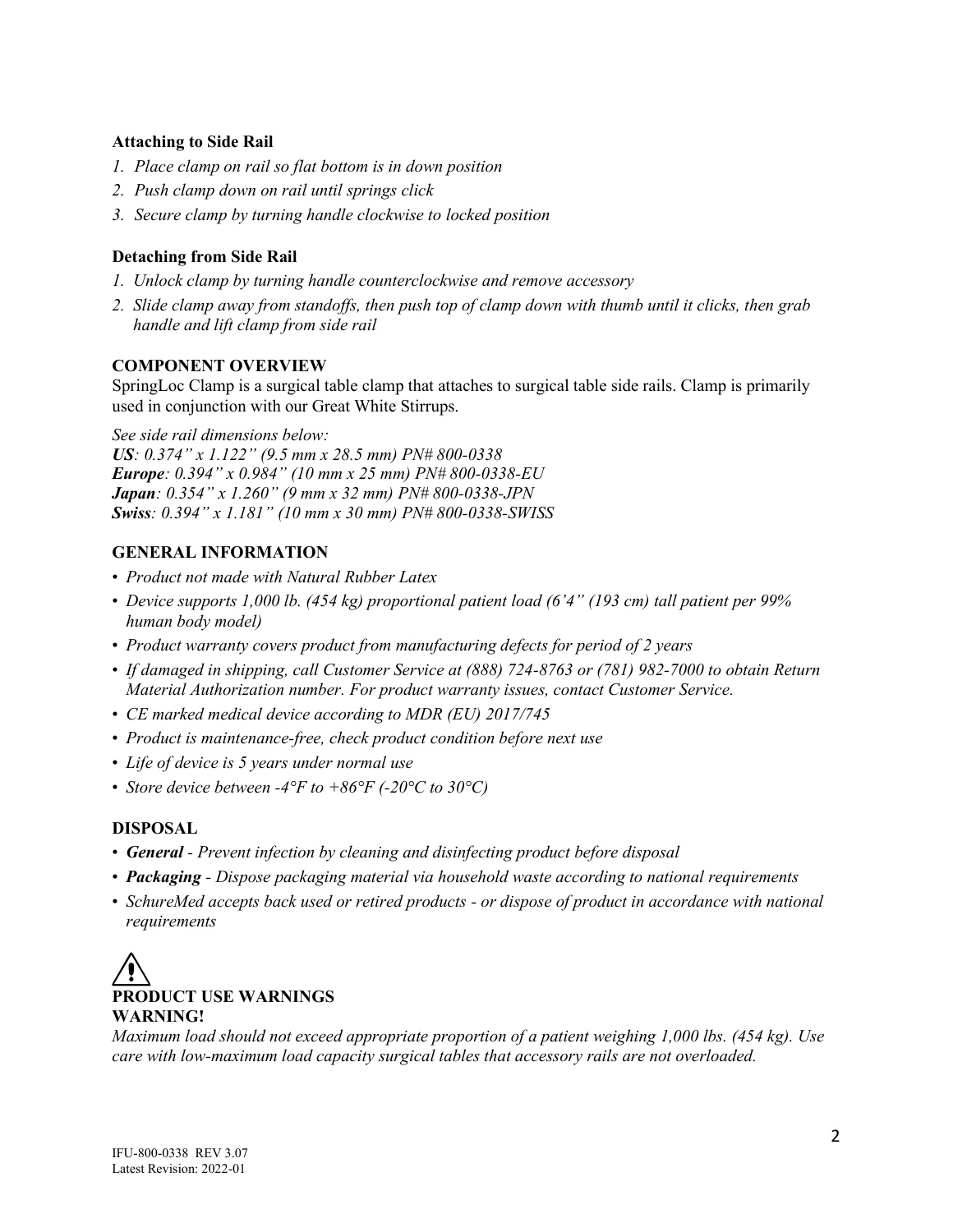**Attaching to Side Rail**

1. *Place clamp on rail so flat bottom is in down position*
2. *Push clamp down on rail until springs click*
3. *Secure clamp by turning handle clockwise to locked position*

**Detaching from Side Rail**

1. *Unlock clamp by turning handle counterclockwise and remove accessory*
2. *Slide clamp away from standoffs, then push top of clamp down with thumb until it clicks, then grab handle and lift clamp from side rail*

## COMPONENT OVERVIEW

SpringLoc Clamp is a surgical table clamp that attaches to surgical table side rails. Clamp is primarily used in conjunction with our Great White Stirrups.

*See side rail dimensions below:*
***US****: 0.374" x 1.122" (9.5 mm x 28.5 mm) PN# 800-0338*
***Europe****: 0.394" x 0.984" (10 mm x 25 mm) PN# 800-0338-EU*
***Japan****: 0.354" x 1.260" (9 mm x 32 mm) PN# 800-0338-JPN*
***Swiss****: 0.394" x 1.181" (10 mm x 30 mm) PN# 800-0338-SWISS*

## GENERAL INFORMATION

- *Product not made with Natural Rubber Latex*
- *Device supports 1,000 lb. (454 kg) proportional patient load (6'4" (193 cm) tall patient per 99% human body model)*
- *Product warranty covers product from manufacturing defects for period of 2 years*
- *If damaged in shipping, call Customer Service at (888) 724-8763 or (781) 982-7000 to obtain Return Material Authorization number. For product warranty issues, contact Customer Service.*
- *CE marked medical device according to MDR (EU) 2017/745*
- *Product is maintenance-free, check product condition before next use*
- *Life of device is 5 years under normal use*
- *Store device between -4°F to +86°F (-20°C to 30°C)*

## DISPOSAL

- ***General*** *- Prevent infection by cleaning and disinfecting product before disposal*
- ***Packaging*** *- Dispose packaging material via household waste according to national requirements*
- *SchureMed accepts back used or retired products - or dispose of product in accordance with national requirements*

## ⚠ PRODUCT USE WARNINGS

**WARNING!**

*Maximum load should not exceed appropriate proportion of a patient weighing 1,000 lbs. (454 kg). Use care with low-maximum load capacity surgical tables that accessory rails are not overloaded.*

IFU-800-0338 REV 3.07
Latest Revision: 2022-01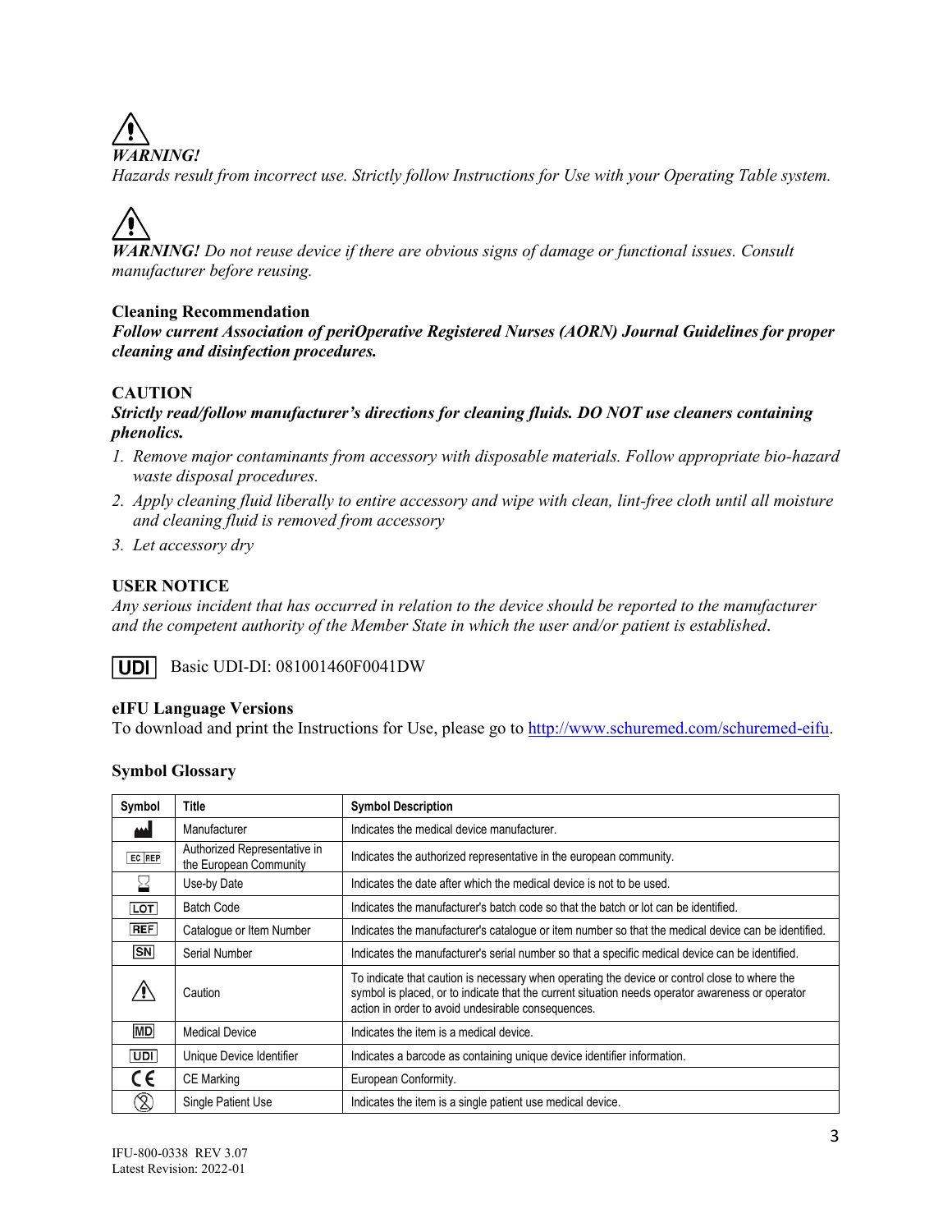⚠

***WARNING!***

*Hazards result from incorrect use. Strictly follow Instructions for Use with your Operating Table system.*

⚠

***WARNING!*** *Do not reuse device if there are obvious signs of damage or functional issues. Consult manufacturer before reusing.*

**Cleaning Recommendation**

***Follow current Association of periOperative Registered Nurses (AORN) Journal Guidelines for proper cleaning and disinfection procedures.***

**CAUTION**

***Strictly read/follow manufacturer's directions for cleaning fluids. DO NOT use cleaners containing phenolics.***

1. *Remove major contaminants from accessory with disposable materials. Follow appropriate bio-hazard waste disposal procedures.*
2. *Apply cleaning fluid liberally to entire accessory and wipe with clean, lint-free cloth until all moisture and cleaning fluid is removed from accessory*
3. *Let accessory dry*

**USER NOTICE**

*Any serious incident that has occurred in relation to the device should be reported to the manufacturer and the competent authority of the Member State in which the user and/or patient is established.*

UDI Basic UDI-DI: 081001460F0041DW

**eIFU Language Versions**

To download and print the Instructions for Use, please go to http://www.schuremed.com/schuremed-eifu.

**Symbol Glossary**

| Symbol | Title | Symbol Description |
|---|---|---|
| | Manufacturer | Indicates the medical device manufacturer. |
| EC REP | Authorized Representative in the European Community | Indicates the authorized representative in the european community. |
| | Use-by Date | Indicates the date after which the medical device is not to be used. |
| LOT | Batch Code | Indicates the manufacturer's batch code so that the batch or lot can be identified. |
| REF | Catalogue or Item Number | Indicates the manufacturer's catalogue or item number so that the medical device can be identified. |
| SN | Serial Number | Indicates the manufacturer's serial number so that a specific medical device can be identified. |
| ⚠ | Caution | To indicate that caution is necessary when operating the device or control close to where the symbol is placed, or to indicate that the current situation needs operator awareness or operator action in order to avoid undesirable consequences. |
| MD | Medical Device | Indicates the item is a medical device. |
| UDI | Unique Device Identifier | Indicates a barcode as containing unique device identifier information. |
| CE | CE Marking | European Conformity. |
| | Single Patient Use | Indicates the item is a single patient use medical device. |

IFU-800-0338 REV 3.07
Latest Revision: 2022-01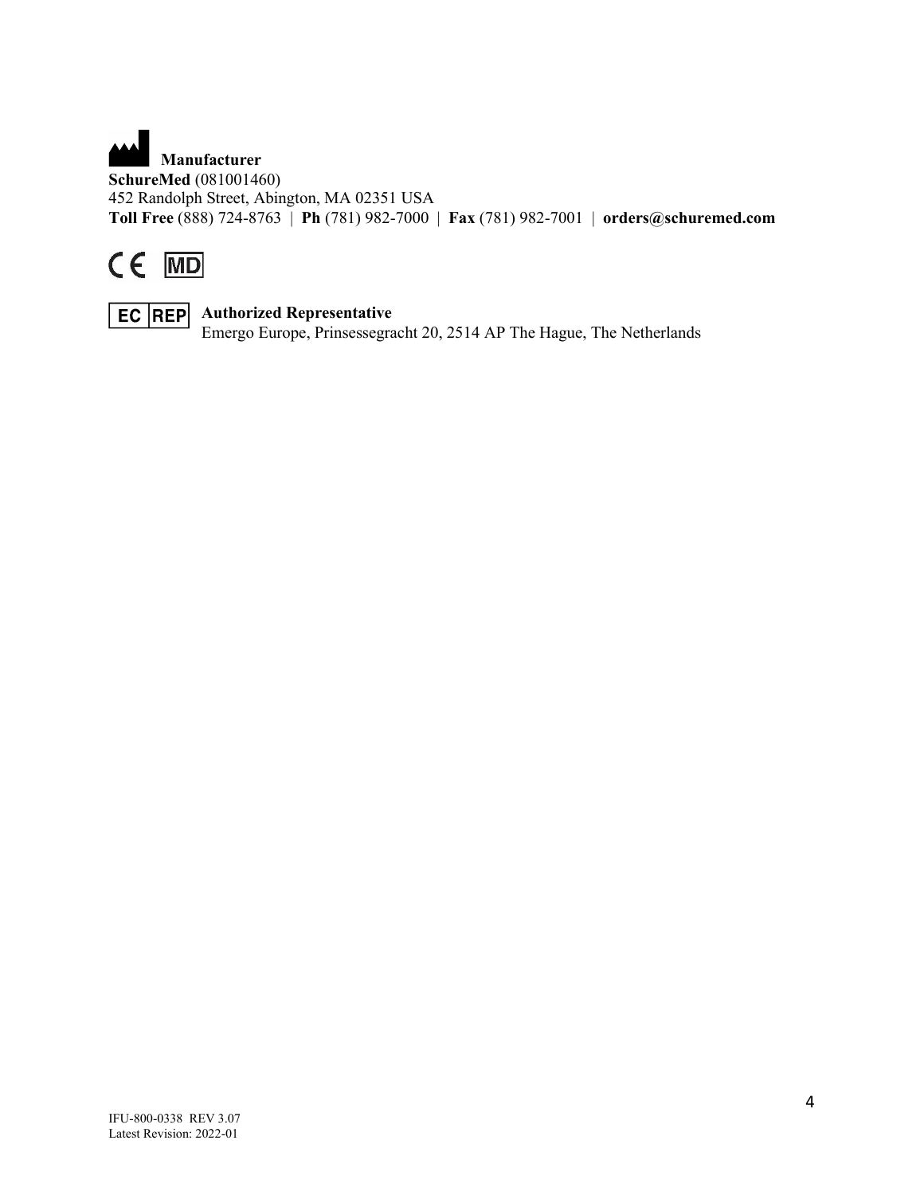**Manufacturer**

**SchureMed** (081001460)
452 Randolph Street, Abington, MA 02351 USA
**Toll Free** (888) 724-8763 | **Ph** (781) 982-7000 | **Fax** (781) 982-7001 | **orders@schuremed.com**

CE MD

EC REP **Authorized Representative**
Emergo Europe, Prinsessegracht 20, 2514 AP The Hague, The Netherlands

IFU-800-0338 REV 3.07
Latest Revision: 2022-01